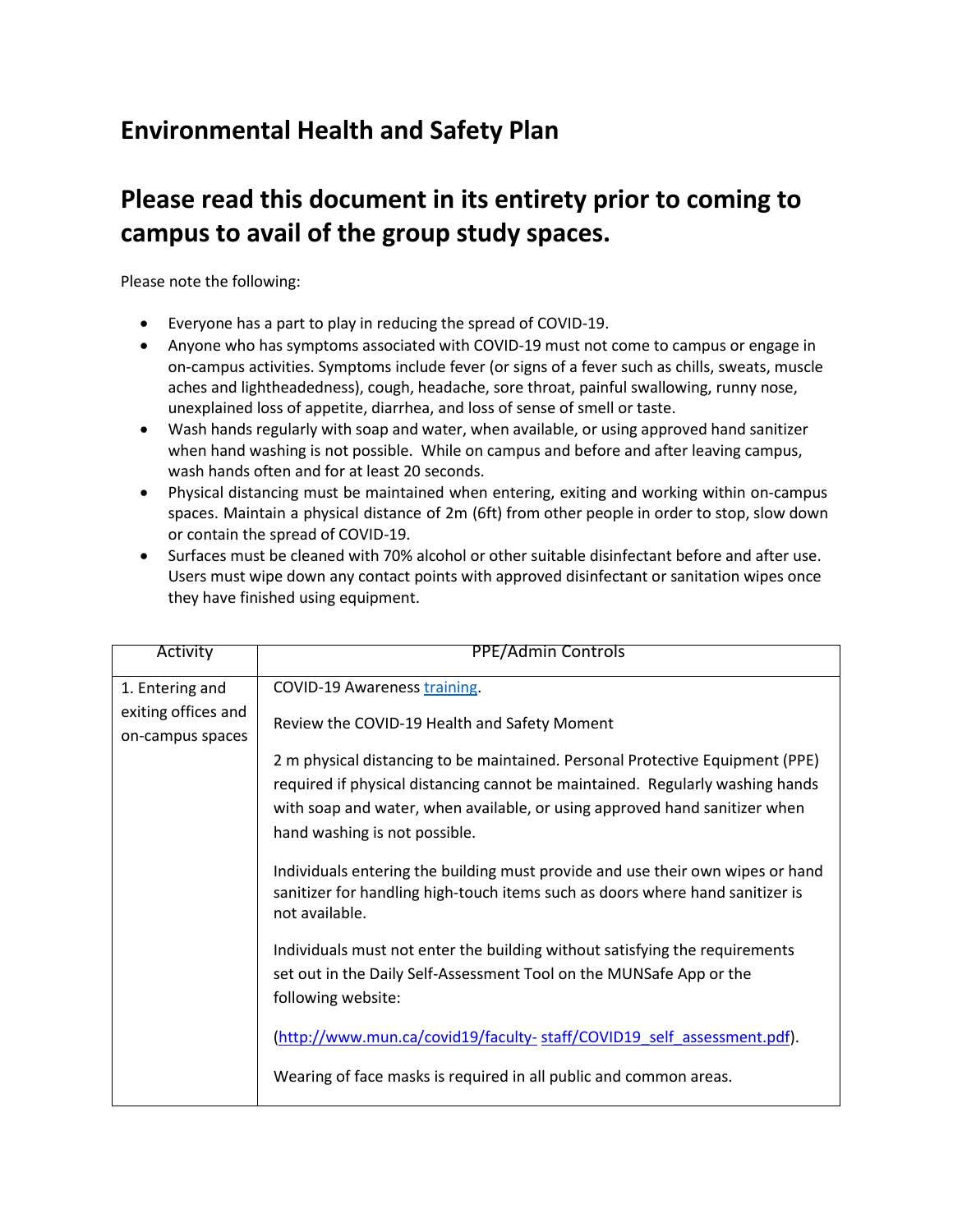# Environmental Health and Safety Plan

## Please read this document in its entirety prior to coming to campus to avail of the group study spaces.

Please note the following:

- Everyone has a part to play in reducing the spread of COVID-19.
- Anyone who has symptoms associated with COVID-19 must not come to campus or engage in on-campus activities. Symptoms include fever (or signs of a fever such as chills, sweats, muscle aches and lightheadedness), cough, headache, sore throat, painful swallowing, runny nose, unexplained loss of appetite, diarrhea, and loss of sense of smell or taste.
- Wash hands regularly with soap and water, when available, or using approved hand sanitizer when hand washing is not possible. While on campus and before and after leaving campus, wash hands often and for at least 20 seconds.
- Physical distancing must be maintained when entering, exiting and working within on-campus spaces. Maintain a physical distance of 2m (6ft) from other people in order to stop, slow down or contain the spread of COVID-19.
- Surfaces must be cleaned with 70% alcohol or other suitable disinfectant before and after use. Users must wipe down any contact points with approved disinfectant or sanitation wipes once they have finished using equipment.

| Activity | PPE/Admin Controls |
|---|---|
| 1. Entering and exiting offices and on-campus spaces | COVID-19 Awareness [training](). <br><br> Review the COVID-19 Health and Safety Moment <br><br> 2 m physical distancing to be maintained. Personal Protective Equipment (PPE) required if physical distancing cannot be maintained. Regularly washing hands with soap and water, when available, or using approved hand sanitizer when hand washing is not possible. <br><br> Individuals entering the building must provide and use their own wipes or hand sanitizer for handling high-touch items such as doors where hand sanitizer is not available. <br><br> Individuals must not enter the building without satisfying the requirements set out in the Daily Self-Assessment Tool on the MUNSafe App or the following website: <br><br> (http://www.mun.ca/covid19/faculty- staff/COVID19_self_assessment.pdf). <br><br> Wearing of face masks is required in all public and common areas. |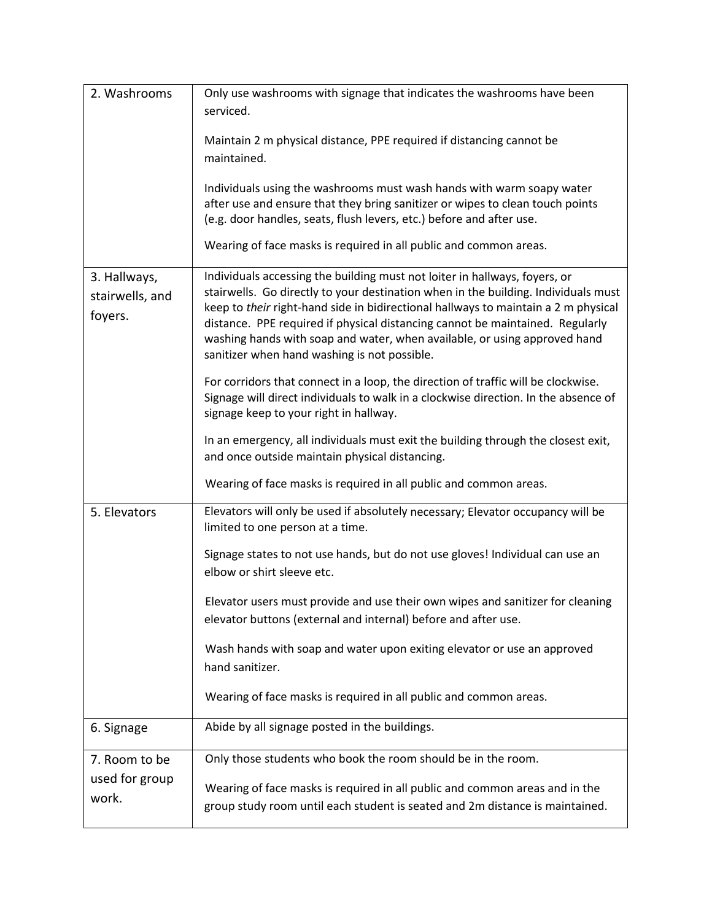| | |
|---|---|
| 2. Washrooms | Only use washrooms with signage that indicates the washrooms have been serviced.<br><br>Maintain 2 m physical distance, PPE required if distancing cannot be maintained.<br><br>Individuals using the washrooms must wash hands with warm soapy water after use and ensure that they bring sanitizer or wipes to clean touch points (e.g. door handles, seats, flush levers, etc.) before and after use.<br><br>Wearing of face masks is required in all public and common areas. |
| 3. Hallways, stairwells, and foyers. | Individuals accessing the building must not loiter in hallways, foyers, or stairwells. Go directly to your destination when in the building. Individuals must keep to *their* right-hand side in bidirectional hallways to maintain a 2 m physical distance. PPE required if physical distancing cannot be maintained. Regularly washing hands with soap and water, when available, or using approved hand sanitizer when hand washing is not possible.<br><br>For corridors that connect in a loop, the direction of traffic will be clockwise. Signage will direct individuals to walk in a clockwise direction. In the absence of signage keep to your right in hallway.<br><br>In an emergency, all individuals must exit the building through the closest exit, and once outside maintain physical distancing.<br><br>Wearing of face masks is required in all public and common areas. |
| 5. Elevators | Elevators will only be used if absolutely necessary; Elevator occupancy will be limited to one person at a time.<br><br>Signage states to not use hands, but do not use gloves! Individual can use an elbow or shirt sleeve etc.<br><br>Elevator users must provide and use their own wipes and sanitizer for cleaning elevator buttons (external and internal) before and after use.<br><br>Wash hands with soap and water upon exiting elevator or use an approved hand sanitizer.<br><br>Wearing of face masks is required in all public and common areas. |
| 6. Signage | Abide by all signage posted in the buildings. |
| 7. Room to be used for group work. | Only those students who book the room should be in the room.<br><br>Wearing of face masks is required in all public and common areas and in the group study room until each student is seated and 2m distance is maintained. |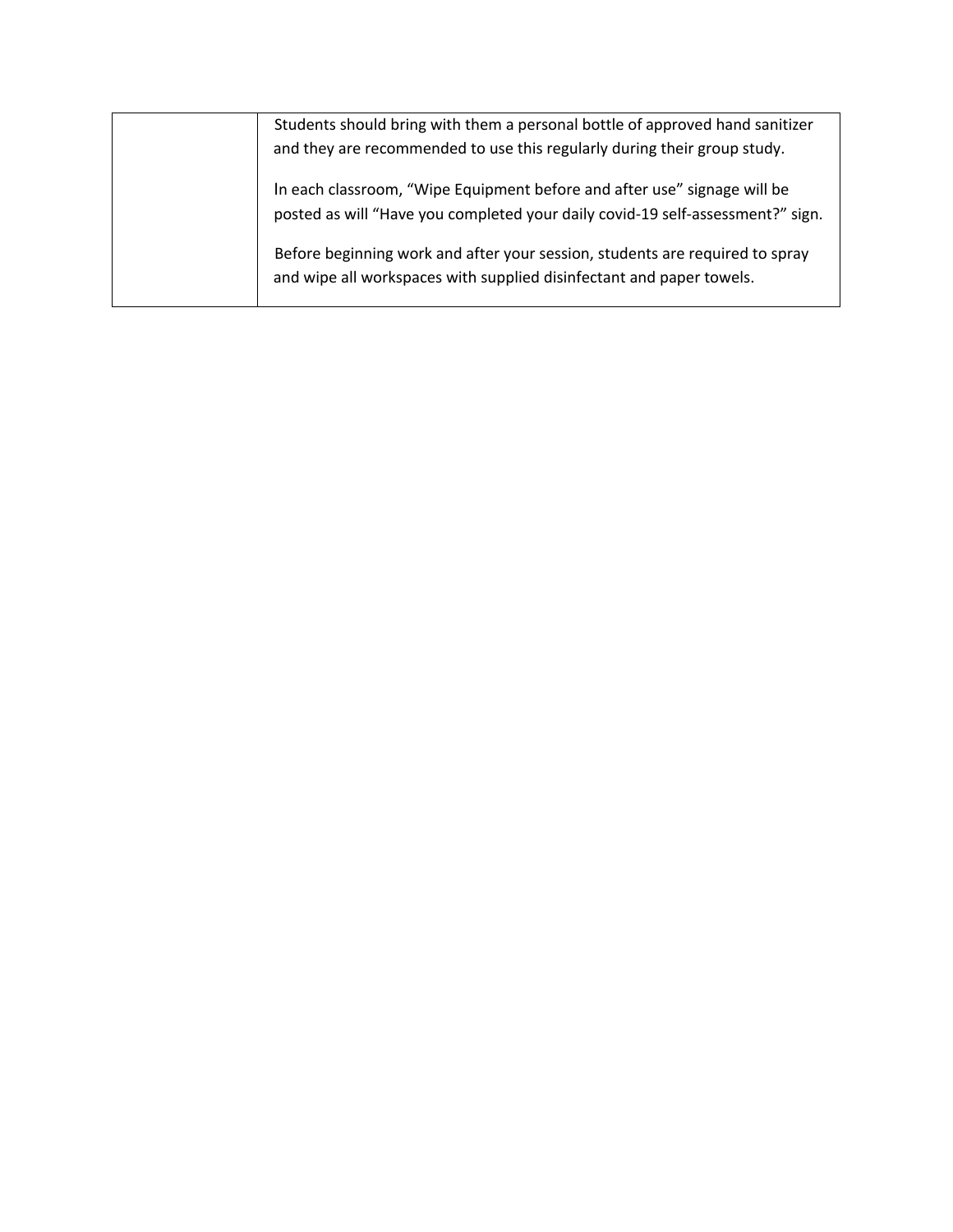| | |
|---|---|
| | Students should bring with them a personal bottle of approved hand sanitizer and they are recommended to use this regularly during their group study.<br><br>In each classroom, “Wipe Equipment before and after use” signage will be posted as will “Have you completed your daily covid-19 self-assessment?” sign.<br><br>Before beginning work and after your session, students are required to spray and wipe all workspaces with supplied disinfectant and paper towels. |